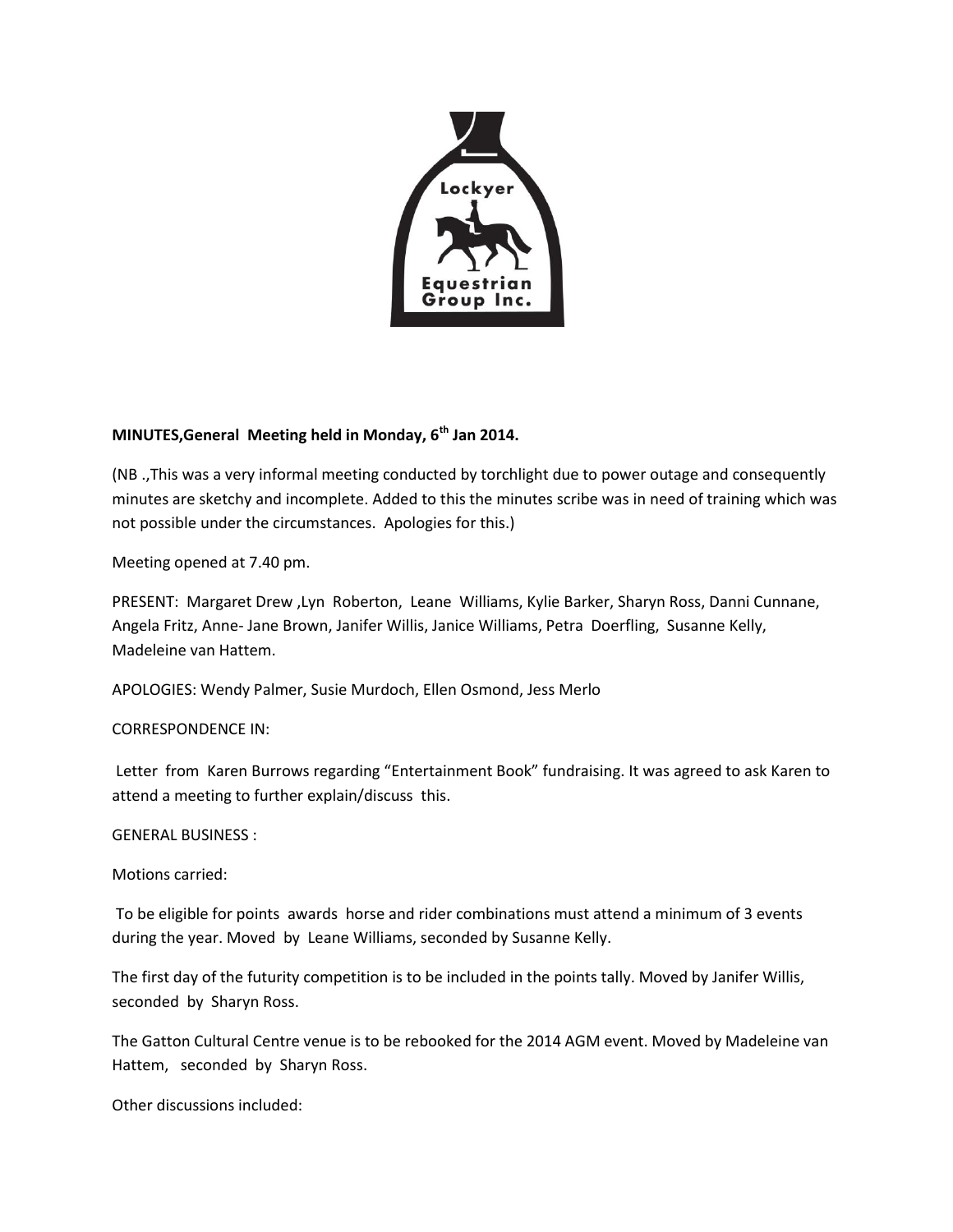**MINUTES,General Meeting held in Monday, 6th Jan 2014.**

(NB .,This was a very informal meeting conducted by torchlight due to power outage and consequently minutes are sketchy and incomplete. Added to this the minutes scribe was in need of training which was not possible under the circumstances. Apologies for this.)

Meeting opened at 7.40 pm.

PRESENT: Margaret Drew ,Lyn Roberton, Leane Williams, Kylie Barker, Sharyn Ross, Danni Cunnane, Angela Fritz, Anne- Jane Brown, Janifer Willis, Janice Williams, Petra Doerfling, Susanne Kelly, Madeleine van Hattem.

APOLOGIES: Wendy Palmer, Susie Murdoch, Ellen Osmond, Jess Merlo

CORRESPONDENCE IN:

Letter from Karen Burrows regarding "Entertainment Book" fundraising. It was agreed to ask Karen to attend a meeting to further explain/discuss this.

GENERAL BUSINESS :

Motions carried:

To be eligible for points awards horse and rider combinations must attend a minimum of 3 events during the year. Moved by Leane Williams, seconded by Susanne Kelly.

The first day of the futurity competition is to be included in the points tally. Moved by Janifer Willis, seconded by Sharyn Ross.

The Gatton Cultural Centre venue is to be rebooked for the 2014 AGM event. Moved by Madeleine van Hattem, seconded by Sharyn Ross.

Other discussions included: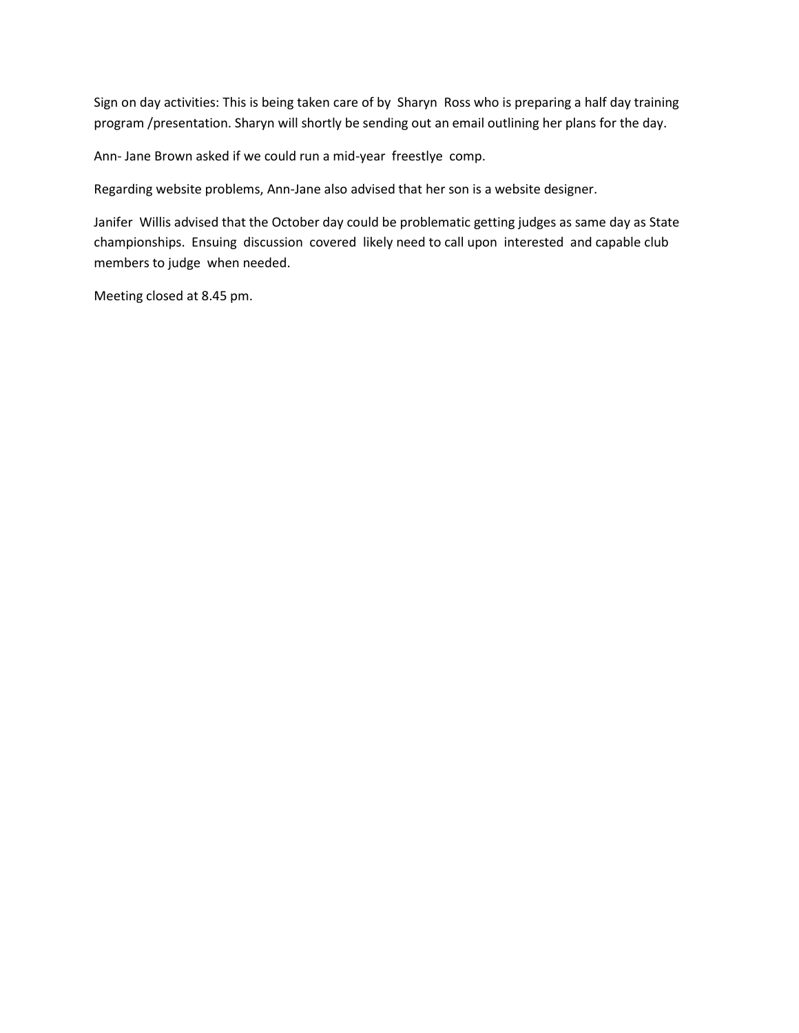Sign on day activities: This is being taken care of by Sharyn Ross who is preparing a half day training program /presentation. Sharyn will shortly be sending out an email outlining her plans for the day.

Ann- Jane Brown asked if we could run a mid-year freestlye comp.

Regarding website problems, Ann-Jane also advised that her son is a website designer.

Janifer Willis advised that the October day could be problematic getting judges as same day as State championships. Ensuing discussion covered likely need to call upon interested and capable club members to judge when needed.

Meeting closed at 8.45 pm.